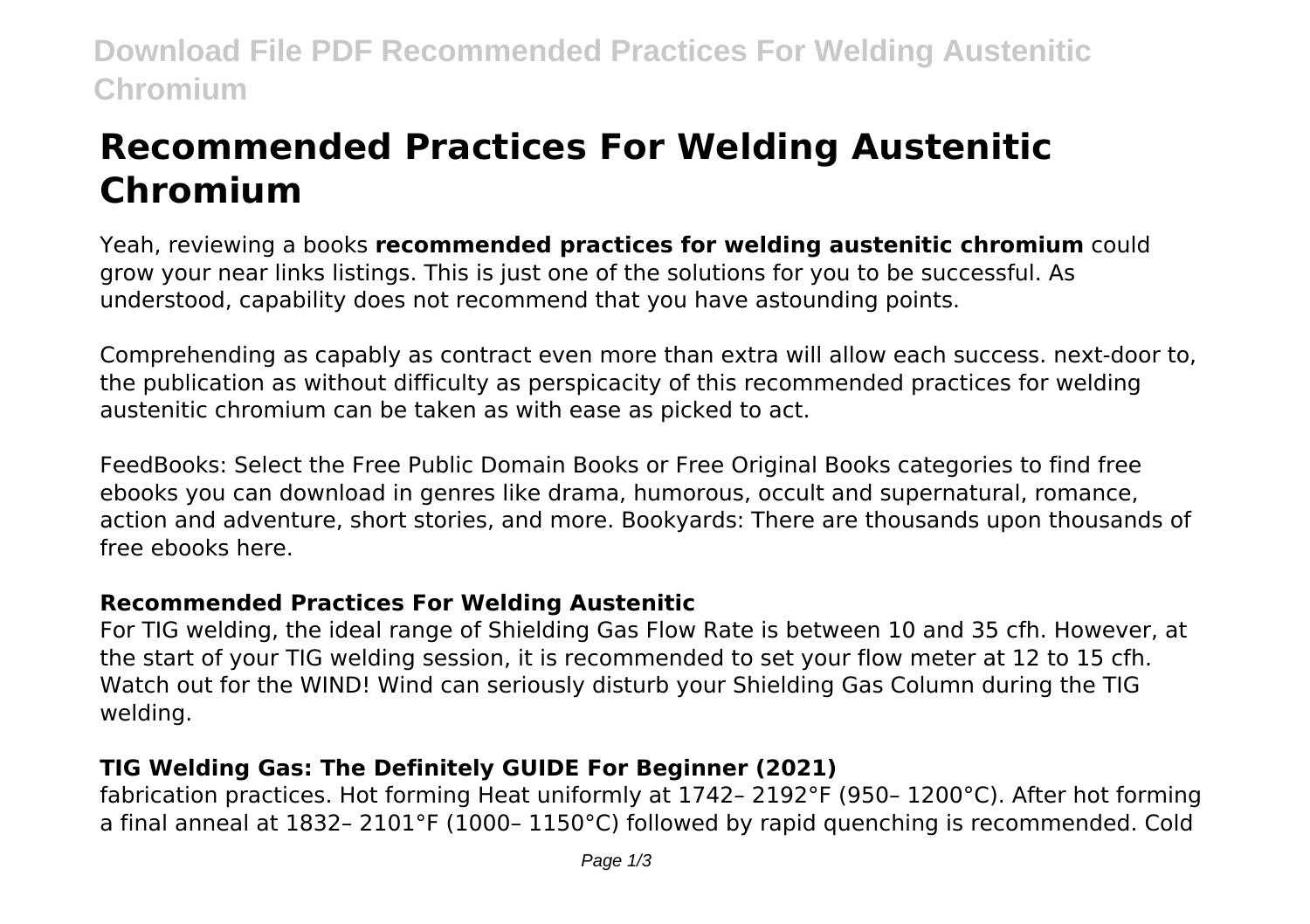# Recommended Practices For Welding Austenitic Chromium

Yeah, reviewing a books **recommended practices for welding austenitic chromium** could grow your near links listings. This is just one of the solutions for you to be successful. As understood, capability does not recommend that you have astounding points.

Comprehending as capably as contract even more than extra will allow each success. next-door to, the publication as without difficulty as perspicacity of this recommended practices for welding austenitic chromium can be taken as with ease as picked to act.

FeedBooks: Select the Free Public Domain Books or Free Original Books categories to find free ebooks you can download in genres like drama, humorous, occult and supernatural, romance, action and adventure, short stories, and more. Bookyards: There are thousands upon thousands of free ebooks here.

### Recommended Practices For Welding Austenitic

For TIG welding, the ideal range of Shielding Gas Flow Rate is between 10 and 35 cfh. However, at the start of your TIG welding session, it is recommended to set your flow meter at 12 to 15 cfh. Watch out for the WIND! Wind can seriously disturb your Shielding Gas Column during the TIG welding.

### TIG Welding Gas: The Definitely GUIDE For Beginner (2021)

fabrication practices. Hot forming Heat uniformly at 1742– 2192°F (950– 1200°C). After hot forming a final anneal at 1832– 2101°F (1000– 1150°C) followed by rapid quenching is recommended. Cold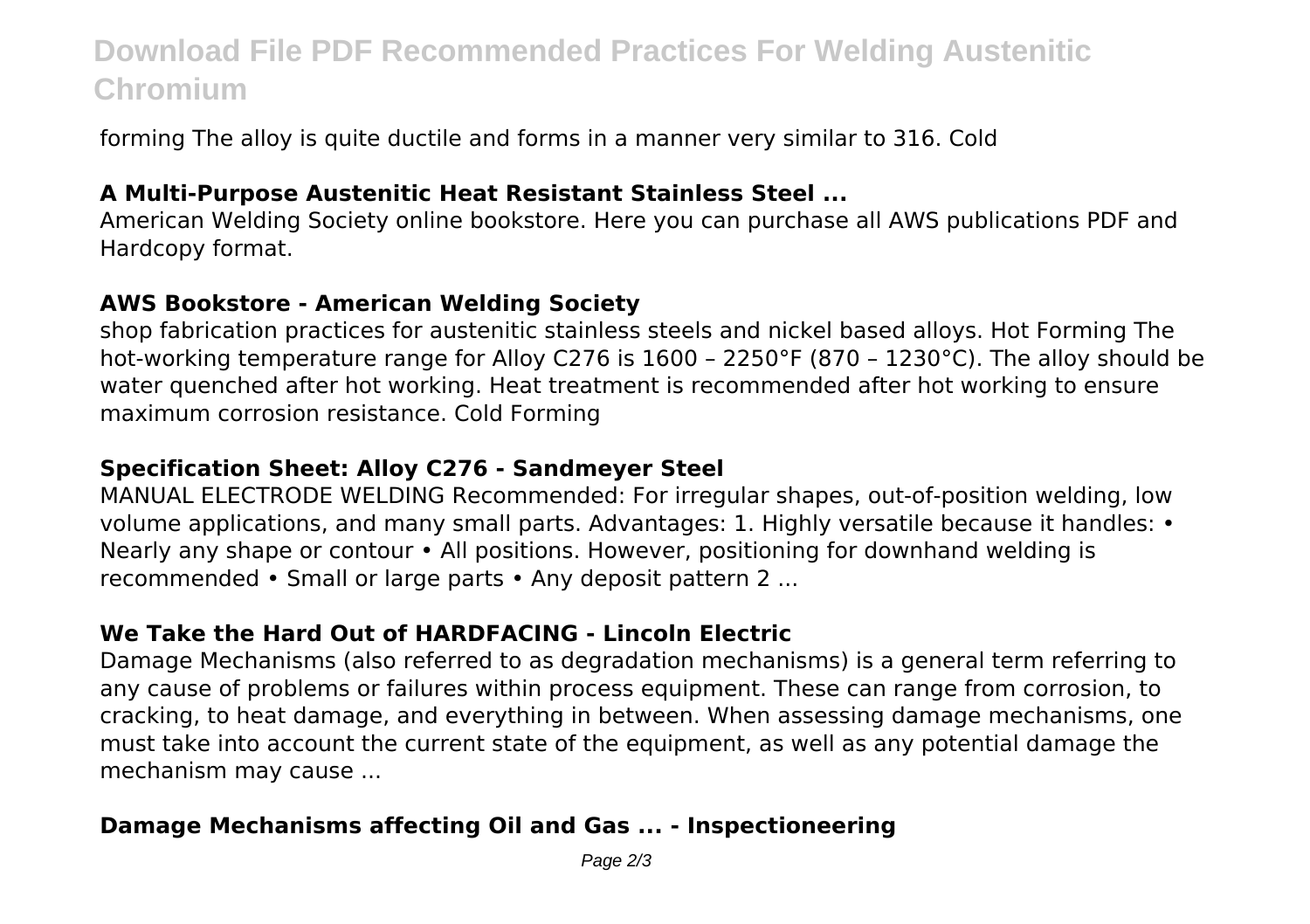forming The alloy is quite ductile and forms in a manner very similar to 316. Cold

### A Multi-Purpose Austenitic Heat Resistant Stainless Steel ...

American Welding Society online bookstore. Here you can purchase all AWS publications PDF and Hardcopy format.

### AWS Bookstore - American Welding Society

shop fabrication practices for austenitic stainless steels and nickel based alloys. Hot Forming The hot-working temperature range for Alloy C276 is 1600 – 2250°F (870 – 1230°C). The alloy should be water quenched after hot working. Heat treatment is recommended after hot working to ensure maximum corrosion resistance. Cold Forming

### Specification Sheet: Alloy C276 - Sandmeyer Steel

MANUAL ELECTRODE WELDING Recommended: For irregular shapes, out-of-position welding, low volume applications, and many small parts. Advantages: 1. Highly versatile because it handles: • Nearly any shape or contour • All positions. However, positioning for downhand welding is recommended • Small or large parts • Any deposit pattern 2 ...

### We Take the Hard Out of HARDFACING - Lincoln Electric

Damage Mechanisms (also referred to as degradation mechanisms) is a general term referring to any cause of problems or failures within process equipment. These can range from corrosion, to cracking, to heat damage, and everything in between. When assessing damage mechanisms, one must take into account the current state of the equipment, as well as any potential damage the mechanism may cause ...

### Damage Mechanisms affecting Oil and Gas ... - Inspectioneering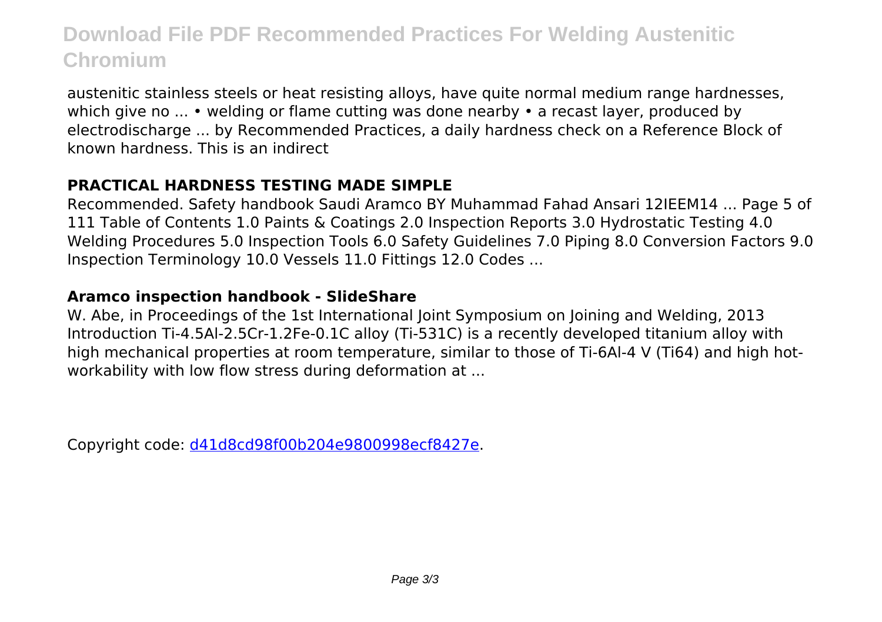austenitic stainless steels or heat resisting alloys, have quite normal medium range hardnesses, which give no ... • welding or flame cutting was done nearby • a recast layer, produced by electrodischarge ... by Recommended Practices, a daily hardness check on a Reference Block of known hardness. This is an indirect

### PRACTICAL HARDNESS TESTING MADE SIMPLE

Recommended. Safety handbook Saudi Aramco BY Muhammad Fahad Ansari 12IEEM14 ... Page 5 of 111 Table of Contents 1.0 Paints & Coatings 2.0 Inspection Reports 3.0 Hydrostatic Testing 4.0 Welding Procedures 5.0 Inspection Tools 6.0 Safety Guidelines 7.0 Piping 8.0 Conversion Factors 9.0 Inspection Terminology 10.0 Vessels 11.0 Fittings 12.0 Codes ...

### Aramco inspection handbook - SlideShare

W. Abe, in Proceedings of the 1st International Joint Symposium on Joining and Welding, 2013 Introduction Ti-4.5Al-2.5Cr-1.2Fe-0.1C alloy (Ti-531C) is a recently developed titanium alloy with high mechanical properties at room temperature, similar to those of Ti-6Al-4 V (Ti64) and high hot-workability with low flow stress during deformation at ...

Copyright code: d41d8cd98f00b204e9800998ecf8427e.